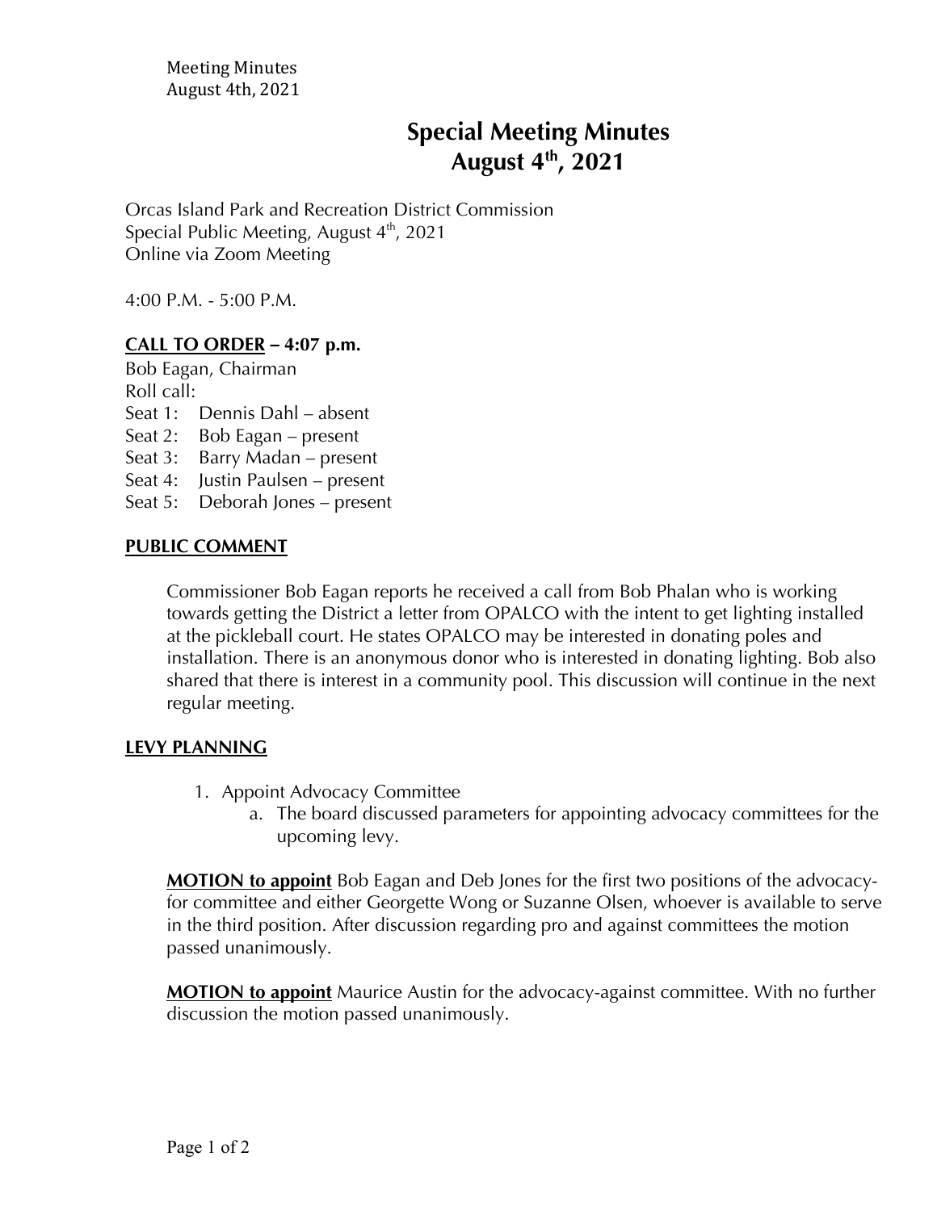# Special Meeting Minutes
## August 4th, 2021

Orcas Island Park and Recreation District Commission
Special Public Meeting, August 4th, 2021
Online via Zoom Meeting

4:00 P.M. - 5:00 P.M.

**CALL TO ORDER – 4:07 p.m.**

Bob Eagan, Chairman
Roll call:
Seat 1: Dennis Dahl – absent
Seat 2: Bob Eagan – present
Seat 3: Barry Madan – present
Seat 4: Justin Paulsen – present
Seat 5: Deborah Jones – present

**PUBLIC COMMENT**

Commissioner Bob Eagan reports he received a call from Bob Phalan who is working towards getting the District a letter from OPALCO with the intent to get lighting installed at the pickleball court. He states OPALCO may be interested in donating poles and installation. There is an anonymous donor who is interested in donating lighting. Bob also shared that there is interest in a community pool. This discussion will continue in the next regular meeting.

**LEVY PLANNING**

1. Appoint Advocacy Committee
   a. The board discussed parameters for appointing advocacy committees for the upcoming levy.

**MOTION to appoint** Bob Eagan and Deb Jones for the first two positions of the advocacy-for committee and either Georgette Wong or Suzanne Olsen, whoever is available to serve in the third position. After discussion regarding pro and against committees the motion passed unanimously.

**MOTION to appoint** Maurice Austin for the advocacy-against committee. With no further discussion the motion passed unanimously.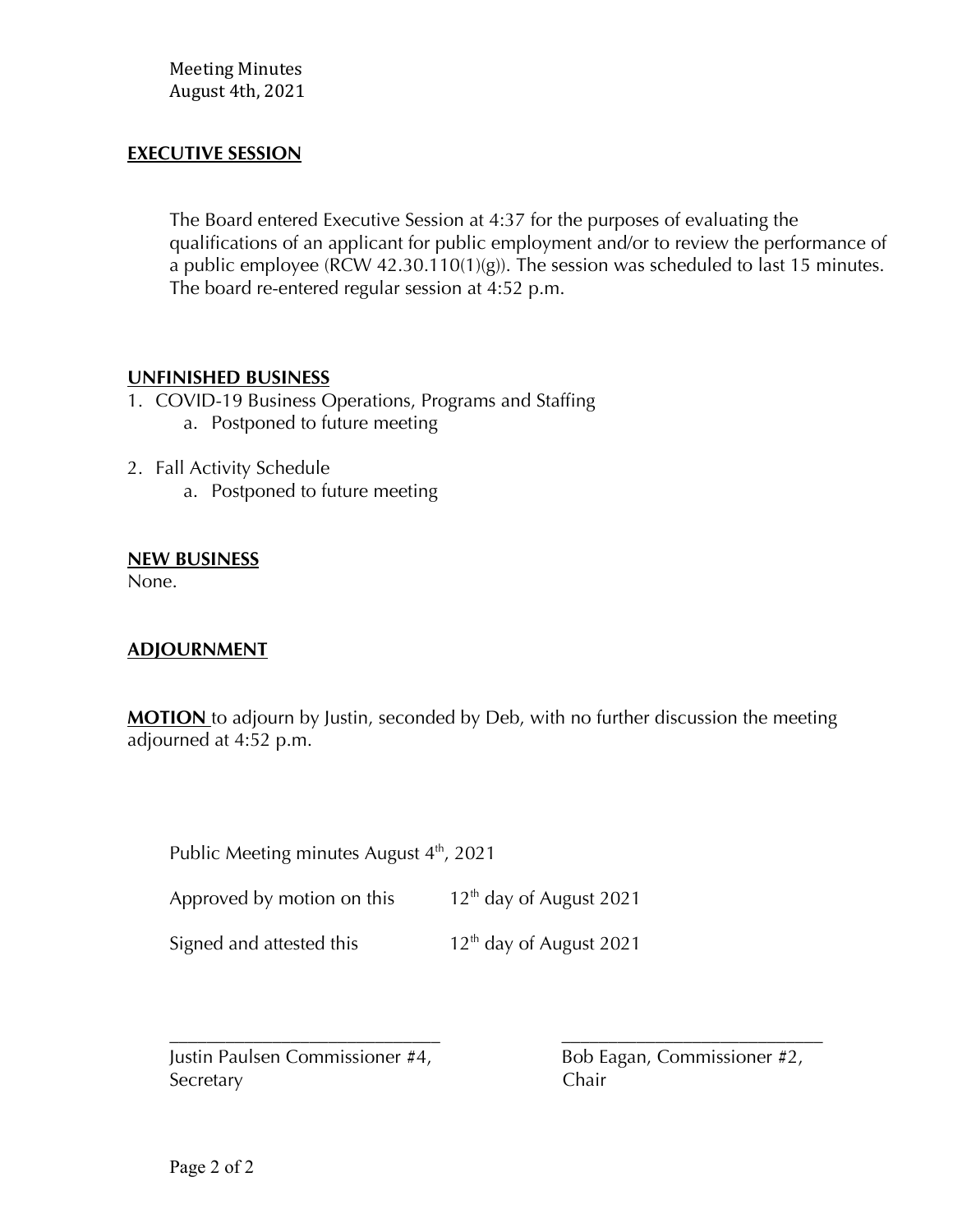Meeting Minutes
August 4th, 2021

**EXECUTIVE SESSION**

The Board entered Executive Session at 4:37 for the purposes of evaluating the qualifications of an applicant for public employment and/or to review the performance of a public employee (RCW 42.30.110(1)(g)). The session was scheduled to last 15 minutes. The board re-entered regular session at 4:52 p.m.

**UNFINISHED BUSINESS**

1. COVID-19 Business Operations, Programs and Staffing
   a. Postponed to future meeting
2. Fall Activity Schedule
   a. Postponed to future meeting

**NEW BUSINESS**

None.

**ADJOURNMENT**

**MOTION** to adjourn by Justin, seconded by Deb, with no further discussion the meeting adjourned at 4:52 p.m.

Public Meeting minutes August 4th, 2021

Approved by motion on this 12th day of August 2021

Signed and attested this 12th day of August 2021

\_\_\_\_\_\_\_\_\_\_\_\_\_\_\_\_\_\_\_\_\_\_\_\_\_\_\_\_
Justin Paulsen Commissioner #4, Secretary

\_\_\_\_\_\_\_\_\_\_\_\_\_\_\_\_\_\_\_\_\_\_\_\_\_\_\_\_
Bob Eagan, Commissioner #2, Chair